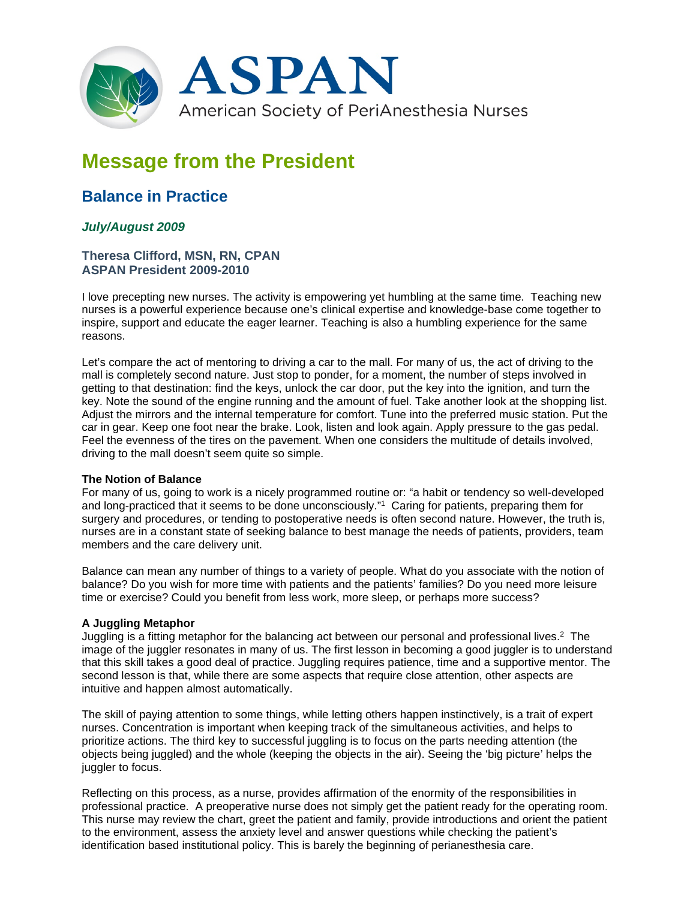ASPAN

American Society of PeriAnesthesia Nurses

# Message from the President

## Balance in Practice

*July/August 2009*

**Theresa Clifford, MSN, RN, CPAN**
**ASPAN President 2009-2010**

I love precepting new nurses. The activity is empowering yet humbling at the same time. Teaching new nurses is a powerful experience because one's clinical expertise and knowledge-base come together to inspire, support and educate the eager learner. Teaching is also a humbling experience for the same reasons.

Let's compare the act of mentoring to driving a car to the mall. For many of us, the act of driving to the mall is completely second nature. Just stop to ponder, for a moment, the number of steps involved in getting to that destination: find the keys, unlock the car door, put the key into the ignition, and turn the key. Note the sound of the engine running and the amount of fuel. Take another look at the shopping list. Adjust the mirrors and the internal temperature for comfort. Tune into the preferred music station. Put the car in gear. Keep one foot near the brake. Look, listen and look again. Apply pressure to the gas pedal. Feel the evenness of the tires on the pavement. When one considers the multitude of details involved, driving to the mall doesn't seem quite so simple.

**The Notion of Balance**

For many of us, going to work is a nicely programmed routine or: "a habit or tendency so well-developed and long-practiced that it seems to be done unconsciously."[1] Caring for patients, preparing them for surgery and procedures, or tending to postoperative needs is often second nature. However, the truth is, nurses are in a constant state of seeking balance to best manage the needs of patients, providers, team members and the care delivery unit.

Balance can mean any number of things to a variety of people. What do you associate with the notion of balance? Do you wish for more time with patients and the patients' families? Do you need more leisure time or exercise? Could you benefit from less work, more sleep, or perhaps more success?

**A Juggling Metaphor**

Juggling is a fitting metaphor for the balancing act between our personal and professional lives.[2] The image of the juggler resonates in many of us. The first lesson in becoming a good juggler is to understand that this skill takes a good deal of practice. Juggling requires patience, time and a supportive mentor. The second lesson is that, while there are some aspects that require close attention, other aspects are intuitive and happen almost automatically.

The skill of paying attention to some things, while letting others happen instinctively, is a trait of expert nurses. Concentration is important when keeping track of the simultaneous activities, and helps to prioritize actions. The third key to successful juggling is to focus on the parts needing attention (the objects being juggled) and the whole (keeping the objects in the air). Seeing the 'big picture' helps the juggler to focus.

Reflecting on this process, as a nurse, provides affirmation of the enormity of the responsibilities in professional practice. A preoperative nurse does not simply get the patient ready for the operating room. This nurse may review the chart, greet the patient and family, provide introductions and orient the patient to the environment, assess the anxiety level and answer questions while checking the patient's identification based institutional policy. This is barely the beginning of perianesthesia care.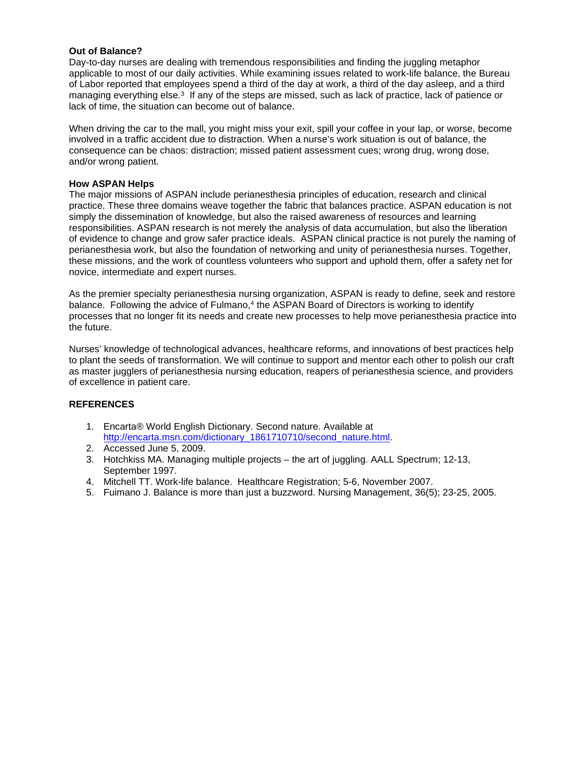**Out of Balance?**

Day-to-day nurses are dealing with tremendous responsibilities and finding the juggling metaphor applicable to most of our daily activities. While examining issues related to work-life balance, the Bureau of Labor reported that employees spend a third of the day at work, a third of the day asleep, and a third managing everything else.[3] If any of the steps are missed, such as lack of practice, lack of patience or lack of time, the situation can become out of balance.

When driving the car to the mall, you might miss your exit, spill your coffee in your lap, or worse, become involved in a traffic accident due to distraction. When a nurse's work situation is out of balance, the consequence can be chaos: distraction; missed patient assessment cues; wrong drug, wrong dose, and/or wrong patient.

**How ASPAN Helps**

The major missions of ASPAN include perianesthesia principles of education, research and clinical practice. These three domains weave together the fabric that balances practice. ASPAN education is not simply the dissemination of knowledge, but also the raised awareness of resources and learning responsibilities. ASPAN research is not merely the analysis of data accumulation, but also the liberation of evidence to change and grow safer practice ideals. ASPAN clinical practice is not purely the naming of perianesthesia work, but also the foundation of networking and unity of perianesthesia nurses. Together, these missions, and the work of countless volunteers who support and uphold them, offer a safety net for novice, intermediate and expert nurses.

As the premier specialty perianesthesia nursing organization, ASPAN is ready to define, seek and restore balance. Following the advice of Fulmano,[4] the ASPAN Board of Directors is working to identify processes that no longer fit its needs and create new processes to help move perianesthesia practice into the future.

Nurses' knowledge of technological advances, healthcare reforms, and innovations of best practices help to plant the seeds of transformation. We will continue to support and mentor each other to polish our craft as master jugglers of perianesthesia nursing education, reapers of perianesthesia science, and providers of excellence in patient care.

**REFERENCES**

1. Encarta® World English Dictionary. Second nature. Available at http://encarta.msn.com/dictionary_1861710710/second_nature.html.
2. Accessed June 5, 2009.
3. Hotchkiss MA. Managing multiple projects – the art of juggling. AALL Spectrum; 12-13, September 1997.
4. Mitchell TT. Work-life balance. Healthcare Registration; 5-6, November 2007.
5. Fuimano J. Balance is more than just a buzzword. Nursing Management, 36(5); 23-25, 2005.